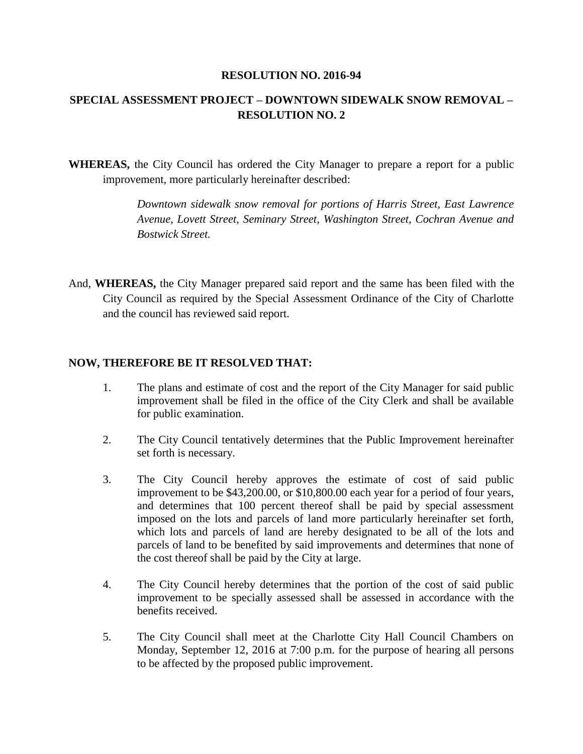# RESOLUTION NO. 2016-94

## SPECIAL ASSESSMENT PROJECT – DOWNTOWN SIDEWALK SNOW REMOVAL – RESOLUTION NO. 2

**WHEREAS,** the City Council has ordered the City Manager to prepare a report for a public improvement, more particularly hereinafter described:

> *Downtown sidewalk snow removal for portions of Harris Street, East Lawrence Avenue, Lovett Street, Seminary Street, Washington Street, Cochran Avenue and Bostwick Street.*

And, **WHEREAS,** the City Manager prepared said report and the same has been filed with the City Council as required by the Special Assessment Ordinance of the City of Charlotte and the council has reviewed said report.

**NOW, THEREFORE BE IT RESOLVED THAT:**

1. The plans and estimate of cost and the report of the City Manager for said public improvement shall be filed in the office of the City Clerk and shall be available for public examination.

2. The City Council tentatively determines that the Public Improvement hereinafter set forth is necessary.

3. The City Council hereby approves the estimate of cost of said public improvement to be $43,200.00, or $10,800.00 each year for a period of four years, and determines that 100 percent thereof shall be paid by special assessment imposed on the lots and parcels of land more particularly hereinafter set forth, which lots and parcels of land are hereby designated to be all of the lots and parcels of land to be benefited by said improvements and determines that none of the cost thereof shall be paid by the City at large.

4. The City Council hereby determines that the portion of the cost of said public improvement to be specially assessed shall be assessed in accordance with the benefits received.

5. The City Council shall meet at the Charlotte City Hall Council Chambers on Monday, September 12, 2016 at 7:00 p.m. for the purpose of hearing all persons to be affected by the proposed public improvement.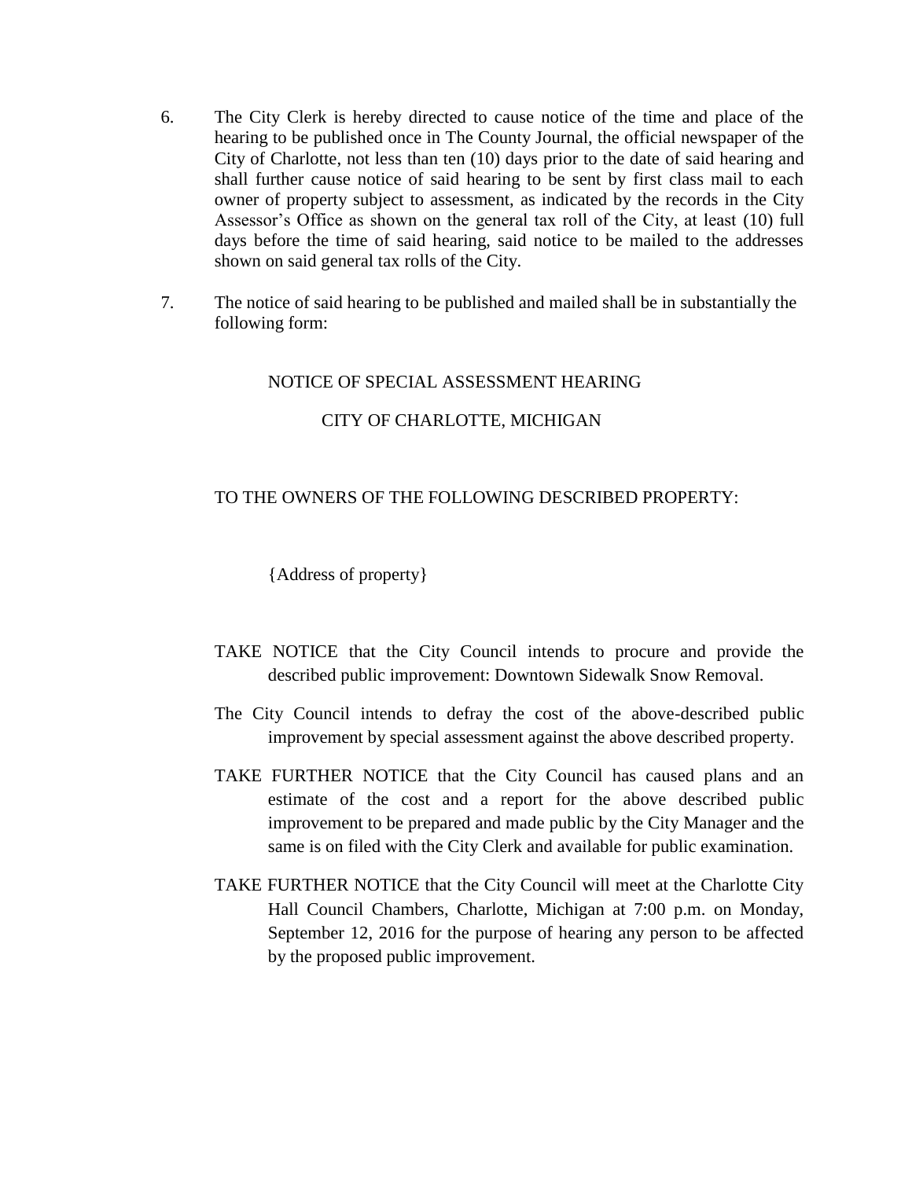6. The City Clerk is hereby directed to cause notice of the time and place of the hearing to be published once in The County Journal, the official newspaper of the City of Charlotte, not less than ten (10) days prior to the date of said hearing and shall further cause notice of said hearing to be sent by first class mail to each owner of property subject to assessment, as indicated by the records in the City Assessor's Office as shown on the general tax roll of the City, at least (10) full days before the time of said hearing, said notice to be mailed to the addresses shown on said general tax rolls of the City.

7. The notice of said hearing to be published and mailed shall be in substantially the following form:

NOTICE OF SPECIAL ASSESSMENT HEARING

CITY OF CHARLOTTE, MICHIGAN

TO THE OWNERS OF THE FOLLOWING DESCRIBED PROPERTY:

{Address of property}

TAKE NOTICE that the City Council intends to procure and provide the described public improvement: Downtown Sidewalk Snow Removal.

The City Council intends to defray the cost of the above-described public improvement by special assessment against the above described property.

TAKE FURTHER NOTICE that the City Council has caused plans and an estimate of the cost and a report for the above described public improvement to be prepared and made public by the City Manager and the same is on filed with the City Clerk and available for public examination.

TAKE FURTHER NOTICE that the City Council will meet at the Charlotte City Hall Council Chambers, Charlotte, Michigan at 7:00 p.m. on Monday, September 12, 2016 for the purpose of hearing any person to be affected by the proposed public improvement.